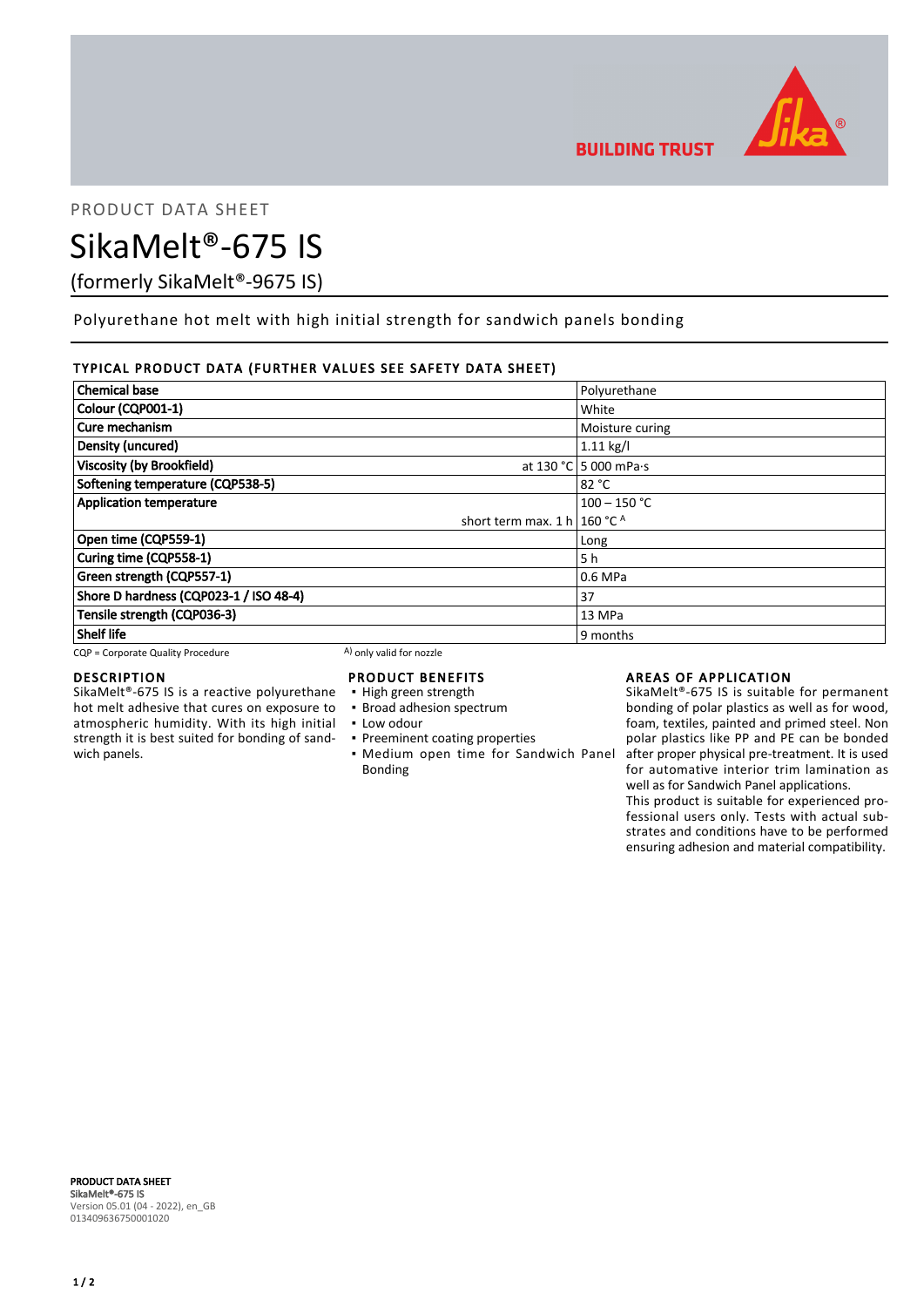PRODUCT DATA SHEET

# SikaMelt®-675 IS

(formerly SikaMelt®-9675 IS)

Polyurethane hot melt with high initial strength for sandwich panels bonding

## TYPICAL PRODUCT DATA (FURTHER VALUES SEE SAFETY DATA SHEET)

| Property | | Value |
|---|---|---|
| **Chemical base** | | Polyurethane |
| **Colour (CQP001-1)** | | White |
| **Cure mechanism** | | Moisture curing |
| **Density (uncured)** | | 1.11 kg/l |
| **Viscosity (by Brookfield)** | at 130 °C | 5 000 mPa·s |
| **Softening temperature (CQP538-5)** | | 82 °C |
| **Application temperature** | | 100 – 150 °C |
| | short term max. 1 h | 160 °C [A] |
| **Open time (CQP559-1)** | | Long |
| **Curing time (CQP558-1)** | | 5 h |
| **Green strength (CQP557-1)** | | 0.6 MPa |
| **Shore D hardness (CQP023-1 / ISO 48-4)** | | 37 |
| **Tensile strength (CQP036-3)** | | 13 MPa |
| **Shelf life** | | 9 months |

CQP = Corporate Quality Procedure  [A] only valid for nozzle

## DESCRIPTION

SikaMelt®-675 IS is a reactive polyurethane hot melt adhesive that cures on exposure to atmospheric humidity. With its high initial strength it is best suited for bonding of sandwich panels.

## PRODUCT BENEFITS

- High green strength
- Broad adhesion spectrum
- Low odour
- Preeminent coating properties
- Medium open time for Sandwich Panel Bonding

## AREAS OF APPLICATION

SikaMelt®-675 IS is suitable for permanent bonding of polar plastics as well as for wood, foam, textiles, painted and primed steel. Non polar plastics like PP and PE can be bonded after proper physical pre-treatment. It is used for automative interior trim lamination as well as for Sandwich Panel applications.

This product is suitable for experienced professional users only. Tests with actual substrates and conditions have to be performed ensuring adhesion and material compatibility.

**PRODUCT DATA SHEET**
**SikaMelt®-675 IS**
Version 05.01 (04 - 2022), en_GB
013409636750001020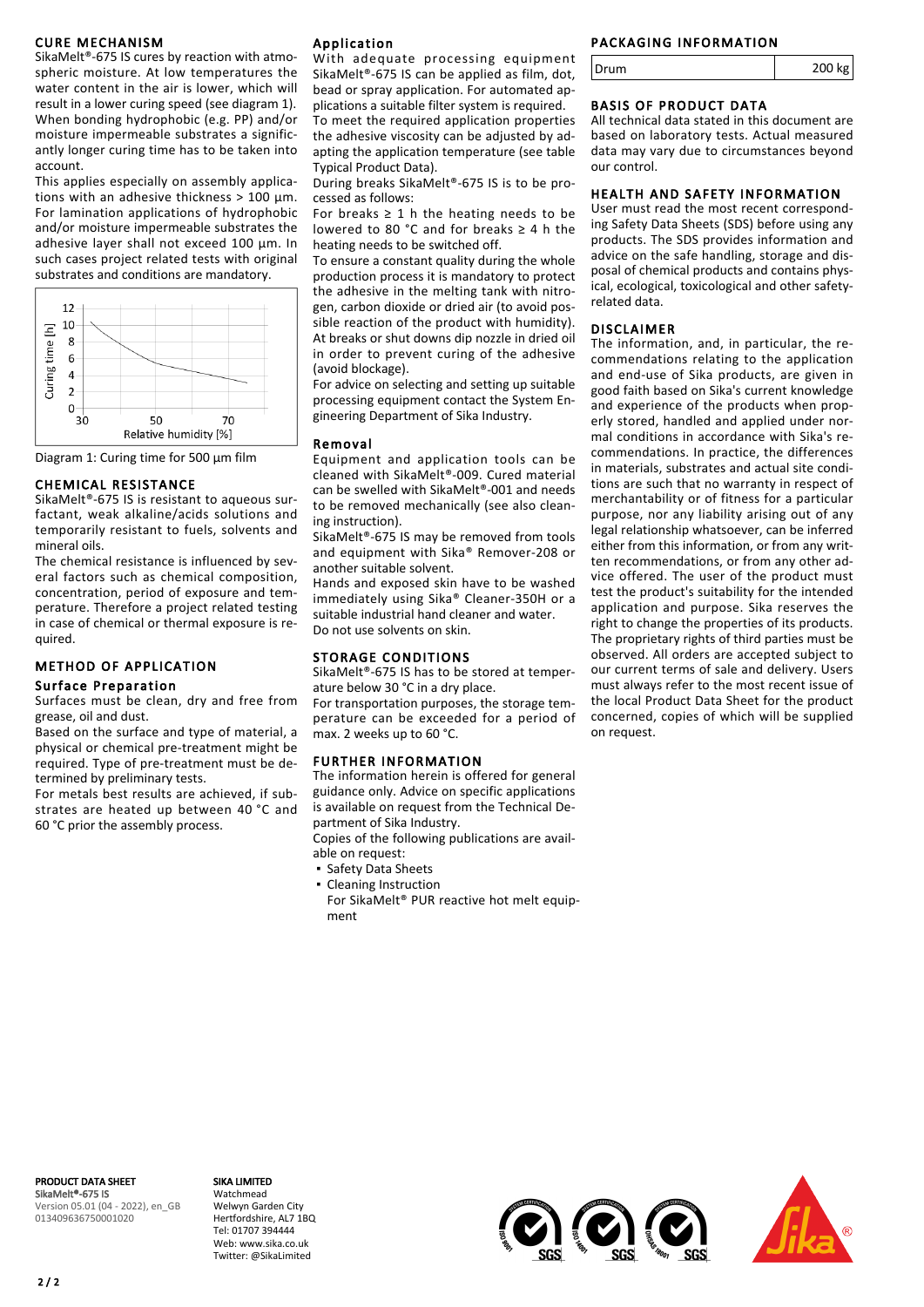## CURE MECHANISM

SikaMelt®-675 IS cures by reaction with atmospheric moisture. At low temperatures the water content in the air is lower, which will result in a lower curing speed (see diagram 1). When bonding hydrophobic (e.g. PP) and/or moisture impermeable substrates a significantly longer curing time has to be taken into account.

This applies especially on assembly applications with an adhesive thickness > 100 µm. For lamination applications of hydrophobic and/or moisture impermeable substrates the adhesive layer shall not exceed 100 µm. In such cases project related tests with original substrates and conditions are mandatory.

Curing time [h]
12
10
8
6
4
2
0
30
50
70
Relative humidity [%]

Diagram 1: Curing time for 500 µm film

## CHEMICAL RESISTANCE

SikaMelt®-675 IS is resistant to aqueous surfactant, weak alkaline/acids solutions and temporarily resistant to fuels, solvents and mineral oils.

The chemical resistance is influenced by several factors such as chemical composition, concentration, period of exposure and temperature. Therefore a project related testing in case of chemical or thermal exposure is required.

## METHOD OF APPLICATION

### Surface Preparation

Surfaces must be clean, dry and free from grease, oil and dust.

Based on the surface and type of material, a physical or chemical pre-treatment might be required. Type of pre-treatment must be determined by preliminary tests.

For metals best results are achieved, if substrates are heated up between 40 °C and 60 °C prior the assembly process.

### Application

With adequate processing equipment SikaMelt®-675 IS can be applied as film, dot, bead or spray application. For automated applications a suitable filter system is required.

To meet the required application properties the adhesive viscosity can be adjusted by adapting the application temperature (see table Typical Product Data).

During breaks SikaMelt®-675 IS is to be processed as follows:

For breaks ≥ 1 h the heating needs to be lowered to 80 °C and for breaks ≥ 4 h the heating needs to be switched off.

To ensure a constant quality during the whole production process it is mandatory to protect the adhesive in the melting tank with nitrogen, carbon dioxide or dried air (to avoid possible reaction of the product with humidity). At breaks or shut downs dip nozzle in dried oil in order to prevent curing of the adhesive (avoid blockage).

For advice on selecting and setting up suitable processing equipment contact the System Engineering Department of Sika Industry.

### Removal

Equipment and application tools can be cleaned with SikaMelt®-009. Cured material can be swelled with SikaMelt®-001 and needs to be removed mechanically (see also cleaning instruction).

SikaMelt®-675 IS may be removed from tools and equipment with Sika® Remover-208 or another suitable solvent.

Hands and exposed skin have to be washed immediately using Sika® Cleaner-350H or a suitable industrial hand cleaner and water. Do not use solvents on skin.

## STORAGE CONDITIONS

SikaMelt®-675 IS has to be stored at temperature below 30 °C in a dry place.

For transportation purposes, the storage temperature can be exceeded for a period of max. 2 weeks up to 60 °C.

## FURTHER INFORMATION

The information herein is offered for general guidance only. Advice on specific applications is available on request from the Technical Department of Sika Industry.

Copies of the following publications are available on request:

- Safety Data Sheets
- Cleaning Instruction
  For SikaMelt® PUR reactive hot melt equipment

## PACKAGING INFORMATION

| | |
|---|---|
| Drum | 200 kg |

## BASIS OF PRODUCT DATA

All technical data stated in this document are based on laboratory tests. Actual measured data may vary due to circumstances beyond our control.

## HEALTH AND SAFETY INFORMATION

User must read the most recent corresponding Safety Data Sheets (SDS) before using any products. The SDS provides information and advice on the safe handling, storage and disposal of chemical products and contains physical, ecological, toxicological and other safety-related data.

## DISCLAIMER

The information, and, in particular, the recommendations relating to the application and end-use of Sika products, are given in good faith based on Sika's current knowledge and experience of the products when properly stored, handled and applied under normal conditions in accordance with Sika's recommendations. In practice, the differences in materials, substrates and actual site conditions are such that no warranty in respect of merchantability or of fitness for a particular purpose, nor any liability arising out of any legal relationship whatsoever, can be inferred either from this information, or from any written recommendations, or from any other advice offered. The user of the product must test the product's suitability for the intended application and purpose. Sika reserves the right to change the properties of its products. The proprietary rights of third parties must be observed. All orders are accepted subject to our current terms of sale and delivery. Users must always refer to the most recent issue of the local Product Data Sheet for the product concerned, copies of which will be supplied on request.

**PRODUCT DATA SHEET**
**SikaMelt®-675 IS**
Version 05.01 (04 - 2022), en_GB
013409636750001020

**SIKA LIMITED**
Watchmead
Welwyn Garden City
Hertfordshire, AL7 1BQ
Tel: 01707 394444
Web: www.sika.co.uk
Twitter: @SikaLimited